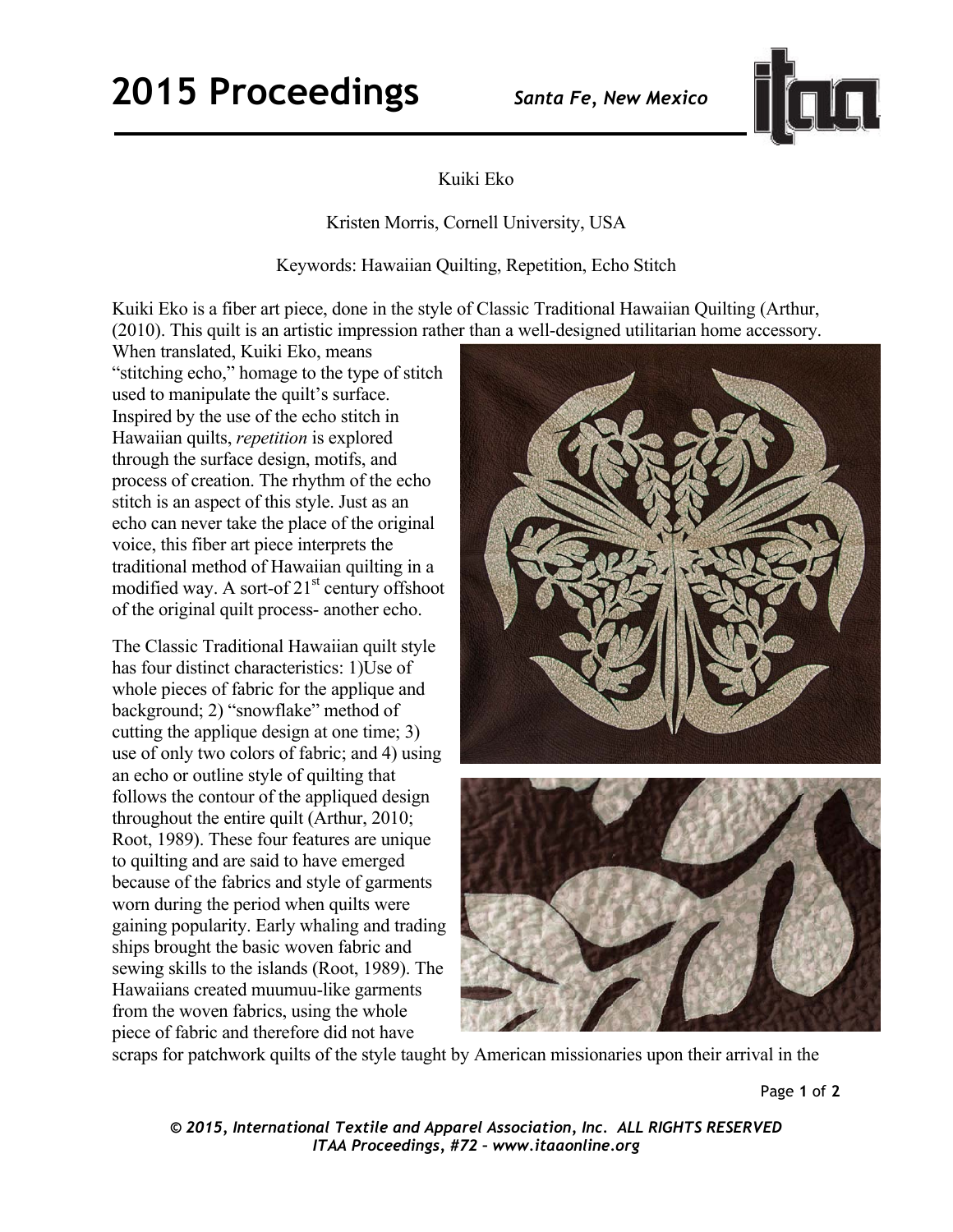Kuiki Eko

Kristen Morris, Cornell University, USA

Keywords: Hawaiian Quilting, Repetition, Echo Stitch

Kuiki Eko is a fiber art piece, done in the style of Classic Traditional Hawaiian Quilting (Arthur, (2010). This quilt is an artistic impression rather than a well-designed utilitarian home accessory. When translated, Kuiki Eko, means "stitching echo," homage to the type of stitch used to manipulate the quilt's surface. Inspired by the use of the echo stitch in Hawaiian quilts, *repetition* is explored through the surface design, motifs, and process of creation. The rhythm of the echo stitch is an aspect of this style. Just as an echo can never take the place of the original voice, this fiber art piece interprets the traditional method of Hawaiian quilting in a modified way. A sort-of 21st century offshoot of the original quilt process- another echo.

The Classic Traditional Hawaiian quilt style has four distinct characteristics: 1)Use of whole pieces of fabric for the applique and background; 2) "snowflake" method of cutting the applique design at one time; 3) use of only two colors of fabric; and 4) using an echo or outline style of quilting that follows the contour of the appliqued design throughout the entire quilt (Arthur, 2010; Root, 1989). These four features are unique to quilting and are said to have emerged because of the fabrics and style of garments worn during the period when quilts were gaining popularity. Early whaling and trading ships brought the basic woven fabric and sewing skills to the islands (Root, 1989). The Hawaiians created muumuu-like garments from the woven fabrics, using the whole piece of fabric and therefore did not have scraps for patchwork quilts of the style taught by American missionaries upon their arrival in the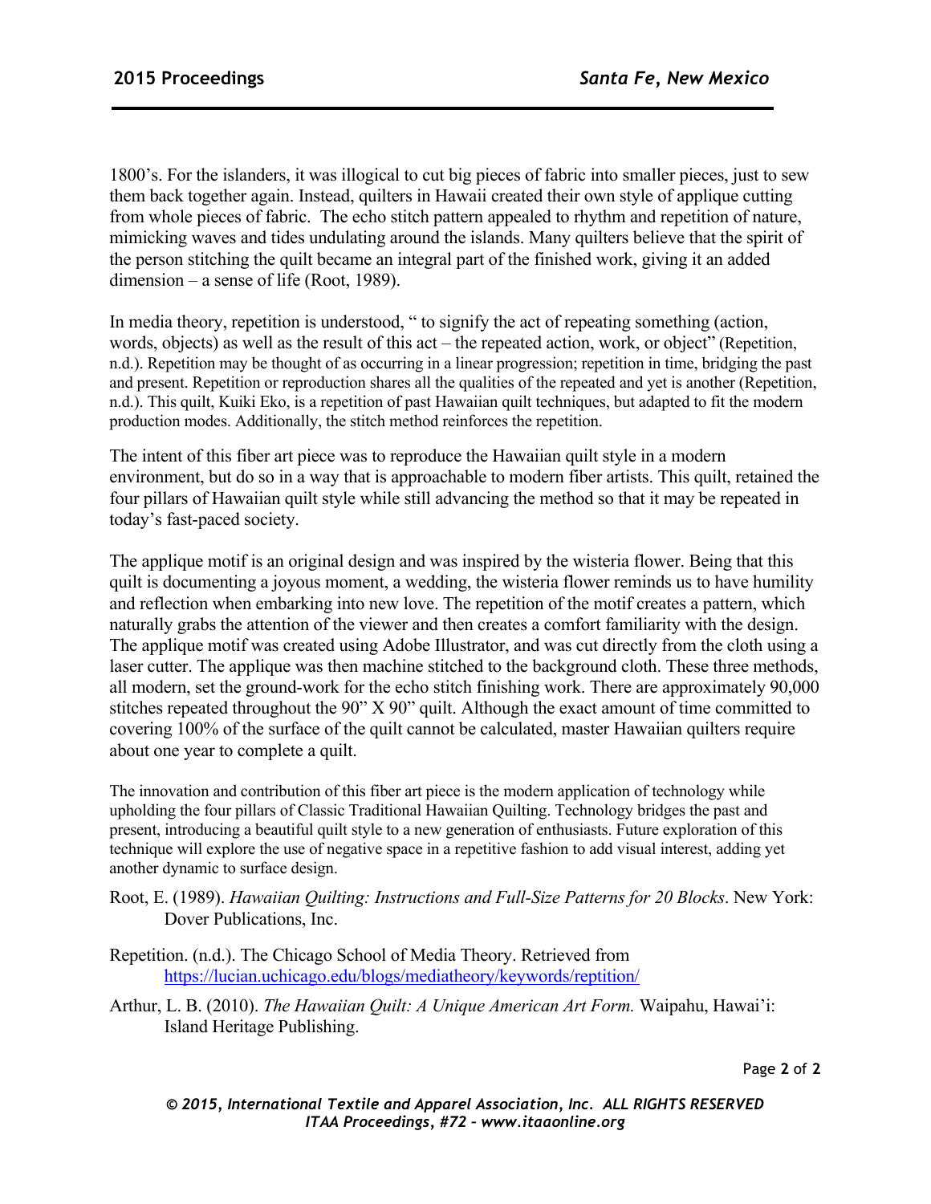1800's. For the islanders, it was illogical to cut big pieces of fabric into smaller pieces, just to sew them back together again. Instead, quilters in Hawaii created their own style of applique cutting from whole pieces of fabric. The echo stitch pattern appealed to rhythm and repetition of nature, mimicking waves and tides undulating around the islands. Many quilters believe that the spirit of the person stitching the quilt became an integral part of the finished work, giving it an added dimension – a sense of life (Root, 1989).

In media theory, repetition is understood, " to signify the act of repeating something (action, words, objects) as well as the result of this act – the repeated action, work, or object" (Repetition, n.d.). Repetition may be thought of as occurring in a linear progression; repetition in time, bridging the past and present. Repetition or reproduction shares all the qualities of the repeated and yet is another (Repetition, n.d.). This quilt, Kuiki Eko, is a repetition of past Hawaiian quilt techniques, but adapted to fit the modern production modes. Additionally, the stitch method reinforces the repetition.

The intent of this fiber art piece was to reproduce the Hawaiian quilt style in a modern environment, but do so in a way that is approachable to modern fiber artists. This quilt, retained the four pillars of Hawaiian quilt style while still advancing the method so that it may be repeated in today's fast-paced society.

The applique motif is an original design and was inspired by the wisteria flower. Being that this quilt is documenting a joyous moment, a wedding, the wisteria flower reminds us to have humility and reflection when embarking into new love. The repetition of the motif creates a pattern, which naturally grabs the attention of the viewer and then creates a comfort familiarity with the design. The applique motif was created using Adobe Illustrator, and was cut directly from the cloth using a laser cutter. The applique was then machine stitched to the background cloth. These three methods, all modern, set the ground-work for the echo stitch finishing work. There are approximately 90,000 stitches repeated throughout the 90" X 90" quilt. Although the exact amount of time committed to covering 100% of the surface of the quilt cannot be calculated, master Hawaiian quilters require about one year to complete a quilt.

The innovation and contribution of this fiber art piece is the modern application of technology while upholding the four pillars of Classic Traditional Hawaiian Quilting. Technology bridges the past and present, introducing a beautiful quilt style to a new generation of enthusiasts. Future exploration of this technique will explore the use of negative space in a repetitive fashion to add visual interest, adding yet another dynamic to surface design.

Root, E. (1989). *Hawaiian Quilting: Instructions and Full-Size Patterns for 20 Blocks*. New York: Dover Publications, Inc.

Repetition. (n.d.). The Chicago School of Media Theory. Retrieved from https://lucian.uchicago.edu/blogs/mediatheory/keywords/reptition/

Arthur, L. B. (2010). *The Hawaiian Quilt: A Unique American Art Form.* Waipahu, Hawai'i: Island Heritage Publishing.